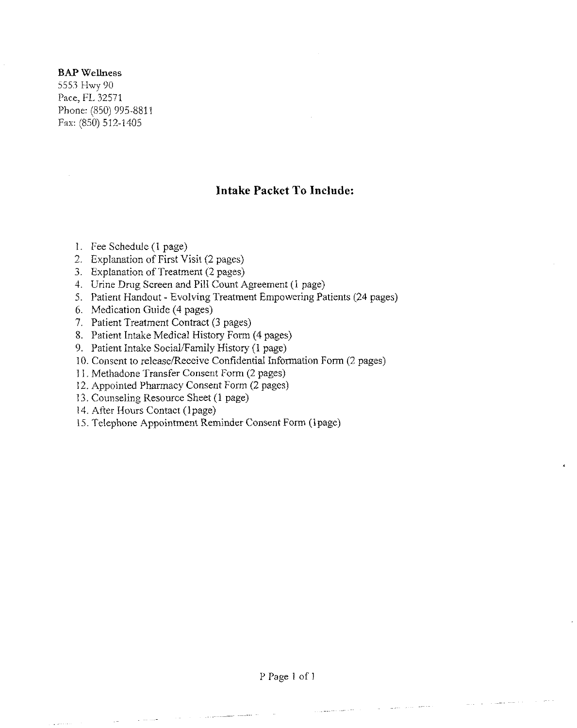**BAP Wellness**
5553 Hwy 90
Pace, FL 32571
Phone: (850) 995-8811
Fax: (850) 512-1405

## Intake Packet To Include:

1. Fee Schedule (1 page)
2. Explanation of First Visit (2 pages)
3. Explanation of Treatment (2 pages)
4. Urine Drug Screen and Pill Count Agreement (1 page)
5. Patient Handout - Evolving Treatment Empowering Patients (24 pages)
6. Medication Guide (4 pages)
7. Patient Treatment Contract (3 pages)
8. Patient Intake Medical History Form (4 pages)
9. Patient Intake Social/Family History (1 page)
10. Consent to release/Receive Confidential Information Form (2 pages)
11. Methadone Transfer Consent Form (2 pages)
12. Appointed Pharmacy Consent Form (2 pages)
13. Counseling Resource Sheet (1 page)
14. After Hours Contact (1page)
15. Telephone Appointment Reminder Consent Form (1page)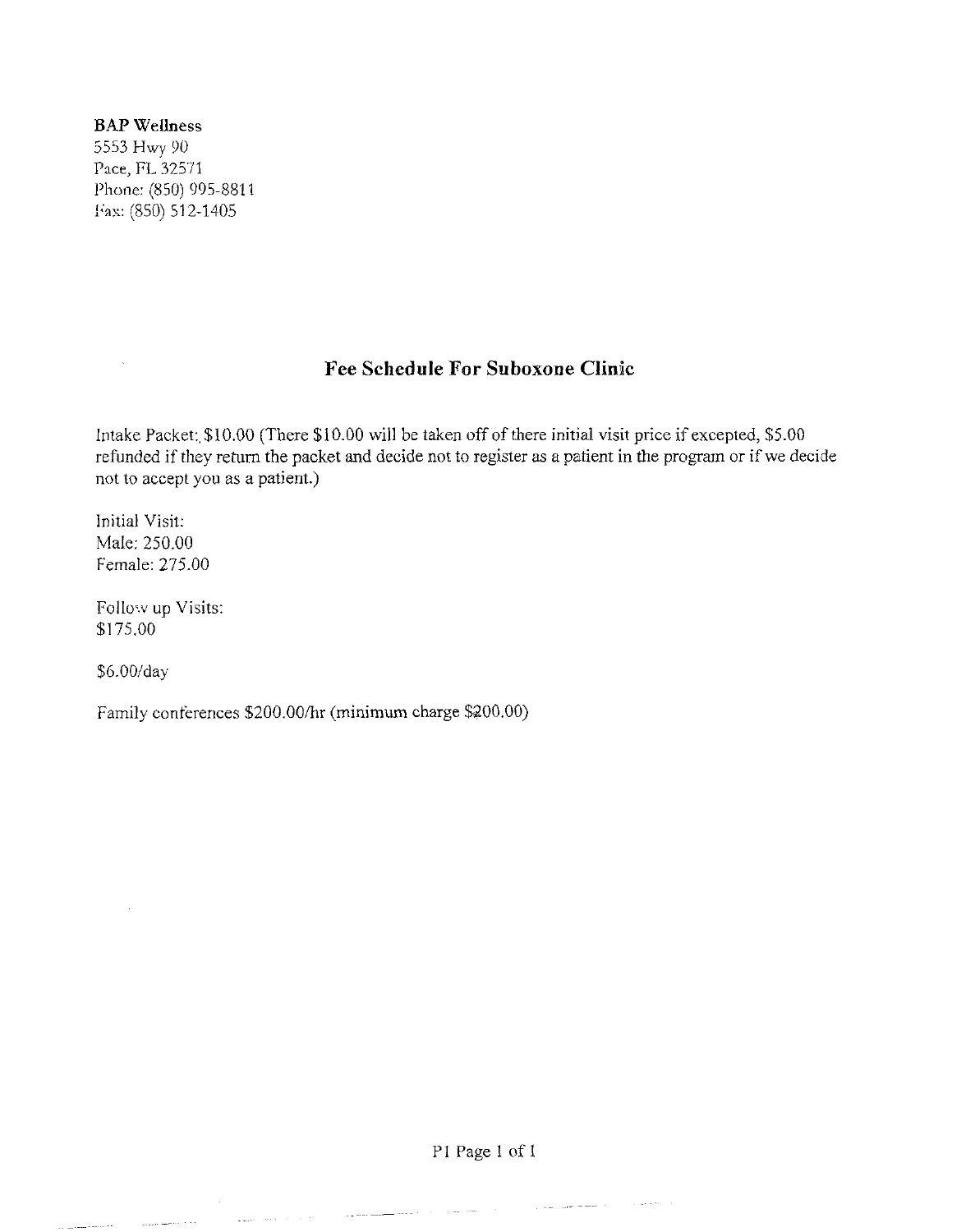**BAP Wellness**
5553 Hwy 90
Pace, FL 32571
Phone: (850) 995-8811
Fax: (850) 512-1405

## Fee Schedule For Suboxone Clinic

Intake Packet: $10.00 (There $10.00 will be taken off of there initial visit price if excepted, $5.00 refunded if they return the packet and decide not to register as a patient in the program or if we decide not to accept you as a patient.)

Initial Visit:
Male: 250.00
Female: 275.00

Follow up Visits:
$175.00

$6.00/day

Family conferences $200.00/hr (minimum charge $200.00)

PI Page 1 of 1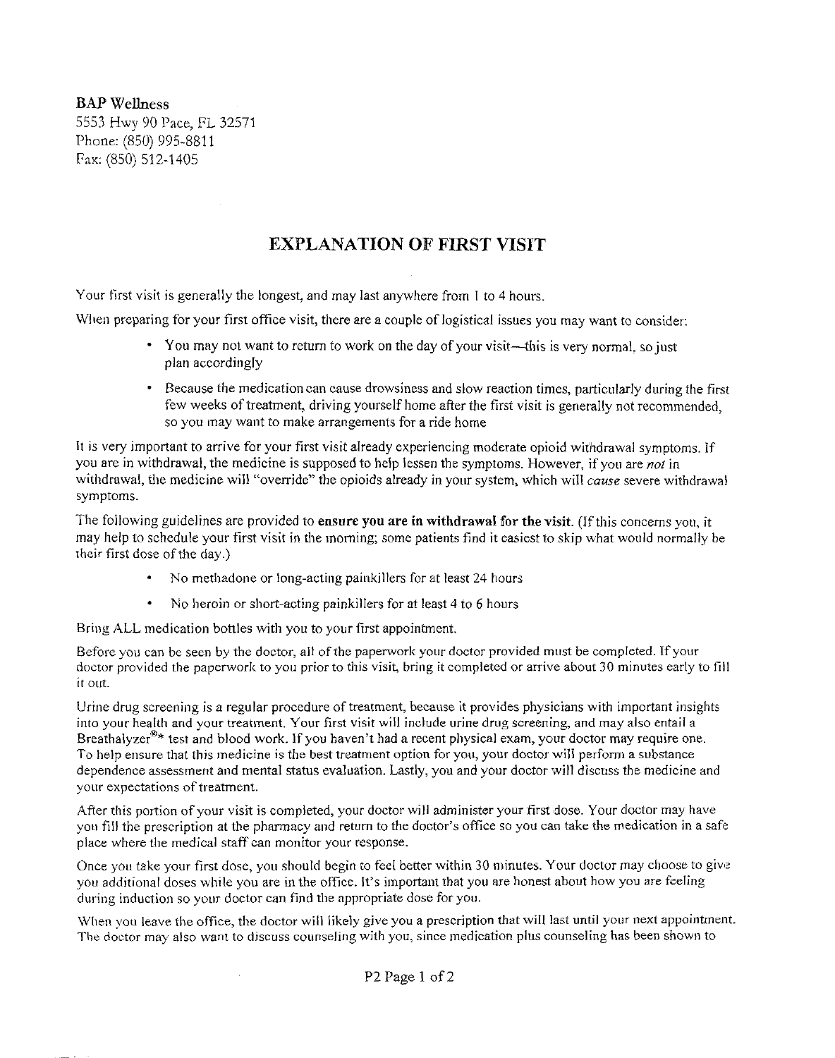**BAP Wellness**
5553 Hwy 90 Pace, FL 32571
Phone: (850) 995-8811
Fax: (850) 512-1405

# EXPLANATION OF FIRST VISIT

Your first visit is generally the longest, and may last anywhere from 1 to 4 hours.

When preparing for your first office visit, there are a couple of logistical issues you may want to consider:

- You may not want to return to work on the day of your visit—this is very normal, so just plan accordingly
- Because the medication can cause drowsiness and slow reaction times, particularly during the first few weeks of treatment, driving yourself home after the first visit is generally not recommended, so you may want to make arrangements for a ride home

It is very important to arrive for your first visit already experiencing moderate opioid withdrawal symptoms. If you are in withdrawal, the medicine is supposed to help lessen the symptoms. However, if you are *not* in withdrawal, the medicine will "override" the opioids already in your system, which will *cause* severe withdrawal symptoms.

The following guidelines are provided to **ensure you are in withdrawal for the visit.** (If this concerns you, it may help to schedule your first visit in the morning; some patients find it easiest to skip what would normally be their first dose of the day.)

- No methadone or long-acting painkillers for at least 24 hours
- No heroin or short-acting painkillers for at least 4 to 6 hours

Bring ALL medication bottles with you to your first appointment.

Before you can be seen by the doctor, all of the paperwork your doctor provided must be completed. If your doctor provided the paperwork to you prior to this visit, bring it completed or arrive about 30 minutes early to fill it out.

Urine drug screening is a regular procedure of treatment, because it provides physicians with important insights into your health and your treatment. Your first visit will include urine drug screening, and may also entail a Breathalyzer®* test and blood work. If you haven't had a recent physical exam, your doctor may require one. To help ensure that this medicine is the best treatment option for you, your doctor will perform a substance dependence assessment and mental status evaluation. Lastly, you and your doctor will discuss the medicine and your expectations of treatment.

After this portion of your visit is completed, your doctor will administer your first dose. Your doctor may have you fill the prescription at the pharmacy and return to the doctor's office so you can take the medication in a safe place where the medical staff can monitor your response.

Once you take your first dose, you should begin to feel better within 30 minutes. Your doctor may choose to give you additional doses while you are in the office. It's important that you are honest about how you are feeling during induction so your doctor can find the appropriate dose for you.

When you leave the office, the doctor will likely give you a prescription that will last until your next appointment. The doctor may also want to discuss counseling with you, since medication plus counseling has been shown to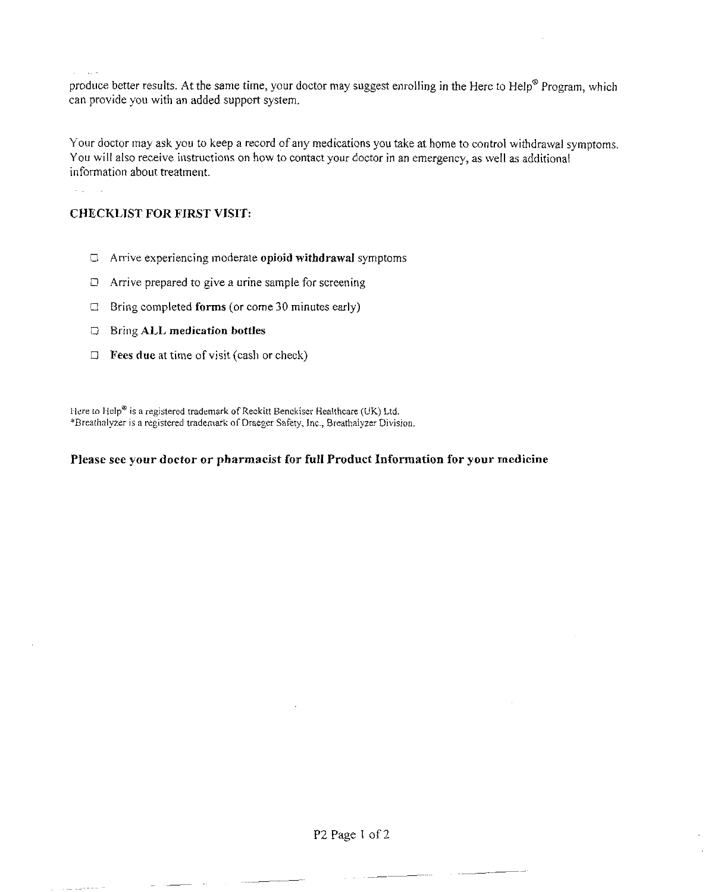produce better results. At the same time, your doctor may suggest enrolling in the Here to Help® Program, which can provide you with an added support system.

Your doctor may ask you to keep a record of any medications you take at home to control withdrawal symptoms. You will also receive instructions on how to contact your doctor in an emergency, as well as additional information about treatment.

## CHECKLIST FOR FIRST VISIT:

- ☐ Arrive experiencing moderate **opioid withdrawal** symptoms
- ☐ Arrive prepared to give a urine sample for screening
- ☐ Bring completed **forms** (or come 30 minutes early)
- ☐ Bring **ALL medication bottles**
- ☐ **Fees due** at time of visit (cash or check)

Here to Help® is a registered trademark of Reckitt Benckiser Healthcare (UK) Ltd.
*Breathalyzer is a registered trademark of Draeger Safety, Inc., Breathalyzer Division.

**Please see your doctor or pharmacist for full Product Information for your medicine**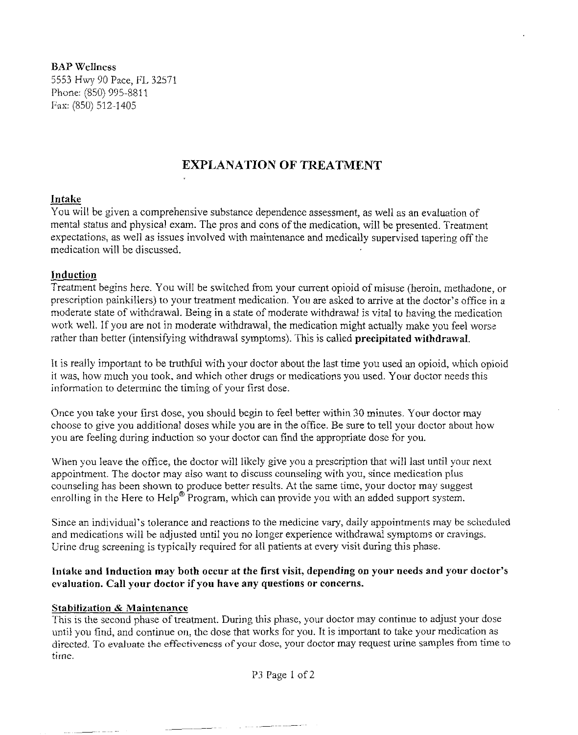BAP Wellness
5553 Hwy 90 Pace, FL 32571
Phone: (850) 995-8811
Fax: (850) 512-1405

# EXPLANATION OF TREATMENT

## Intake

You will be given a comprehensive substance dependence assessment, as well as an evaluation of mental status and physical exam. The pros and cons of the medication, will be presented. Treatment expectations, as well as issues involved with maintenance and medically supervised tapering off the medication will be discussed.

## Induction

Treatment begins here. You will be switched from your current opioid of misuse (heroin, methadone, or prescription painkillers) to your treatment medication. You are asked to arrive at the doctor's office in a moderate state of withdrawal. Being in a state of moderate withdrawal is vital to having the medication work well. If you are not in moderate withdrawal, the medication might actually make you feel worse rather than better (intensifying withdrawal symptoms). This is called **precipitated withdrawal.**

It is really important to be truthful with your doctor about the last time you used an opioid, which opioid it was, how much you took, and which other drugs or medications you used. Your doctor needs this information to determine the timing of your first dose.

Once you take your first dose, you should begin to feel better within 30 minutes. Your doctor may choose to give you additional doses while you are in the office. Be sure to tell your doctor about how you are feeling during induction so your doctor can find the appropriate dose for you.

When you leave the office, the doctor will likely give you a prescription that will last until your next appointment. The doctor may also want to discuss counseling with you, since medication plus counseling has been shown to produce better results. At the same time, your doctor may suggest enrolling in the Here to Help® Program, which can provide you with an added support system.

Since an individual's tolerance and reactions to the medicine vary, daily appointments may be scheduled and medications will be adjusted until you no longer experience withdrawal symptoms or cravings. Urine drug screening is typically required for all patients at every visit during this phase.

**Intake and Induction may both occur at the first visit, depending on your needs and your doctor's evaluation. Call your doctor if you have any questions or concerns.**

## Stabilization & Maintenance

This is the second phase of treatment. During this phase, your doctor may continue to adjust your dose until you find, and continue on, the dose that works for you. It is important to take your medication as directed. To evaluate the effectiveness of your dose, your doctor may request urine samples from time to time.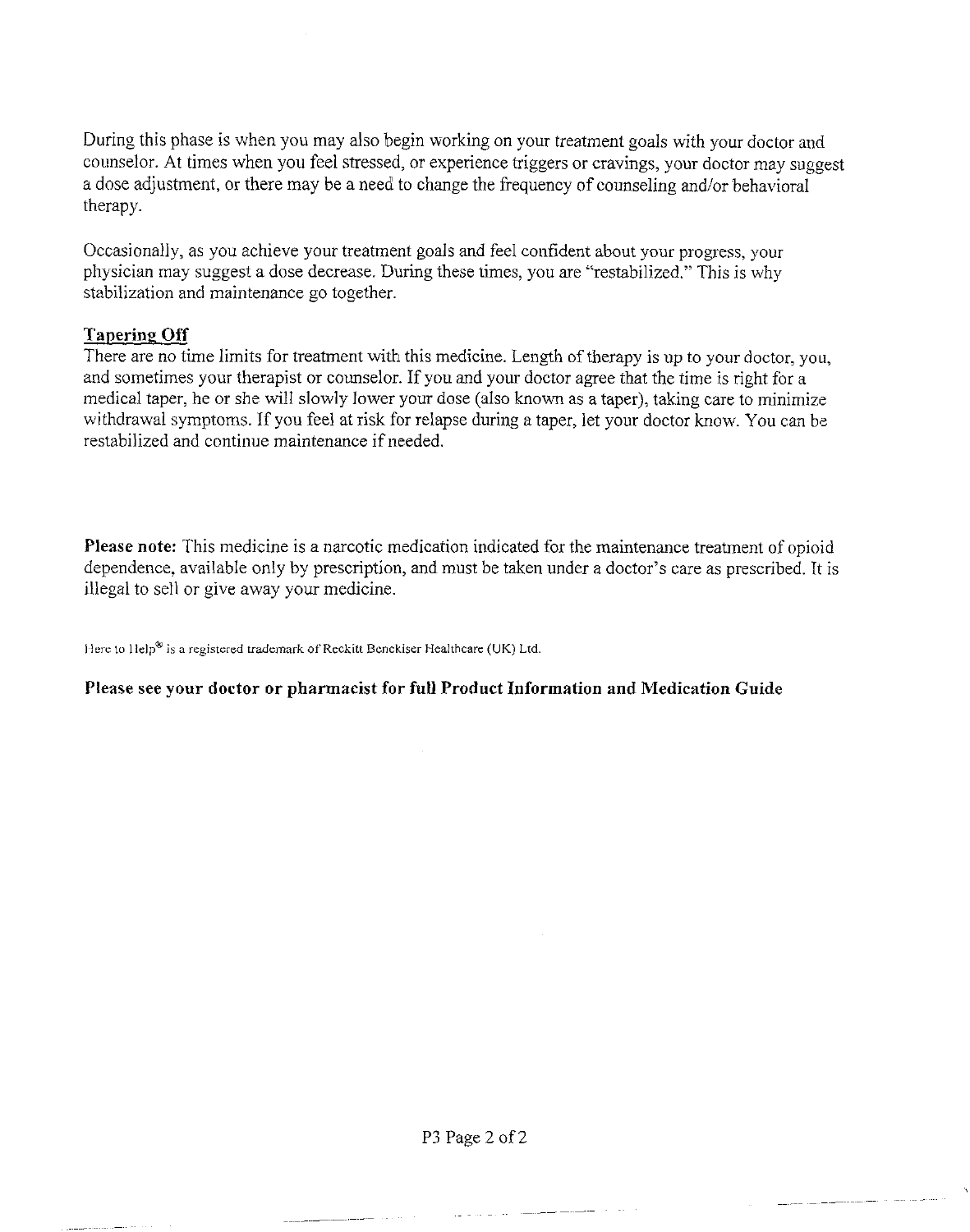During this phase is when you may also begin working on your treatment goals with your doctor and counselor. At times when you feel stressed, or experience triggers or cravings, your doctor may suggest a dose adjustment, or there may be a need to change the frequency of counseling and/or behavioral therapy.

Occasionally, as you achieve your treatment goals and feel confident about your progress, your physician may suggest a dose decrease. During these times, you are "restabilized." This is why stabilization and maintenance go together.

## Tapering Off

There are no time limits for treatment with this medicine. Length of therapy is up to your doctor, you, and sometimes your therapist or counselor. If you and your doctor agree that the time is right for a medical taper, he or she will slowly lower your dose (also known as a taper), taking care to minimize withdrawal symptoms. If you feel at risk for relapse during a taper, let your doctor know. You can be restabilized and continue maintenance if needed.

**Please note:** This medicine is a narcotic medication indicated for the maintenance treatment of opioid dependence, available only by prescription, and must be taken under a doctor's care as prescribed. It is illegal to sell or give away your medicine.

Here to Help® is a registered trademark of Reckitt Benckiser Healthcare (UK) Ltd.

**Please see your doctor or pharmacist for full Product Information and Medication Guide**

P3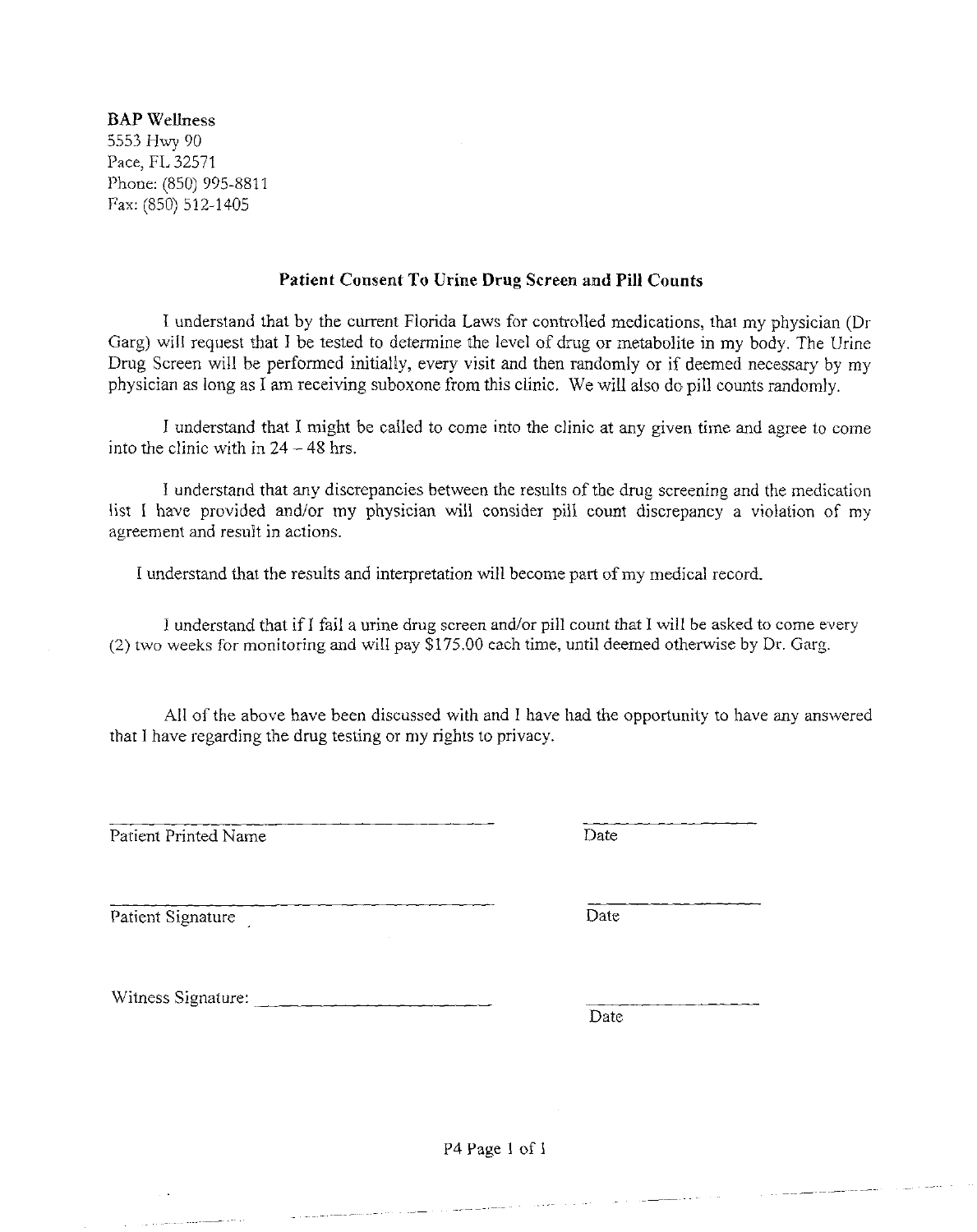**BAP Wellness**
5553 Hwy 90
Pace, FL 32571
Phone: (850) 995-8811
Fax: (850) 512-1405

## Patient Consent To Urine Drug Screen and Pill Counts

I understand that by the current Florida Laws for controlled medications, that my physician (Dr Garg) will request that I be tested to determine the level of drug or metabolite in my body. The Urine Drug Screen will be performed initially, every visit and then randomly or if deemed necessary by my physician as long as I am receiving suboxone from this clinic. We will also do pill counts randomly.

I understand that I might be called to come into the clinic at any given time and agree to come into the clinic with in 24 – 48 hrs.

I understand that any discrepancies between the results of the drug screening and the medication list I have provided and/or my physician will consider pill count discrepancy a violation of my agreement and result in actions.

I understand that the results and interpretation will become part of my medical record.

I understand that if I fail a urine drug screen and/or pill count that I will be asked to come every (2) two weeks for monitoring and will pay $175.00 each time, until deemed otherwise by Dr. Garg.

All of the above have been discussed with and I have had the opportunity to have any answered that I have regarding the drug testing or my rights to privacy.

______________________________________ ____________________
Patient Printed Name Date

______________________________________ ____________________
Patient Signature Date

Witness Signature: ________________________ ____________________
Date

P4 Page 1 of 1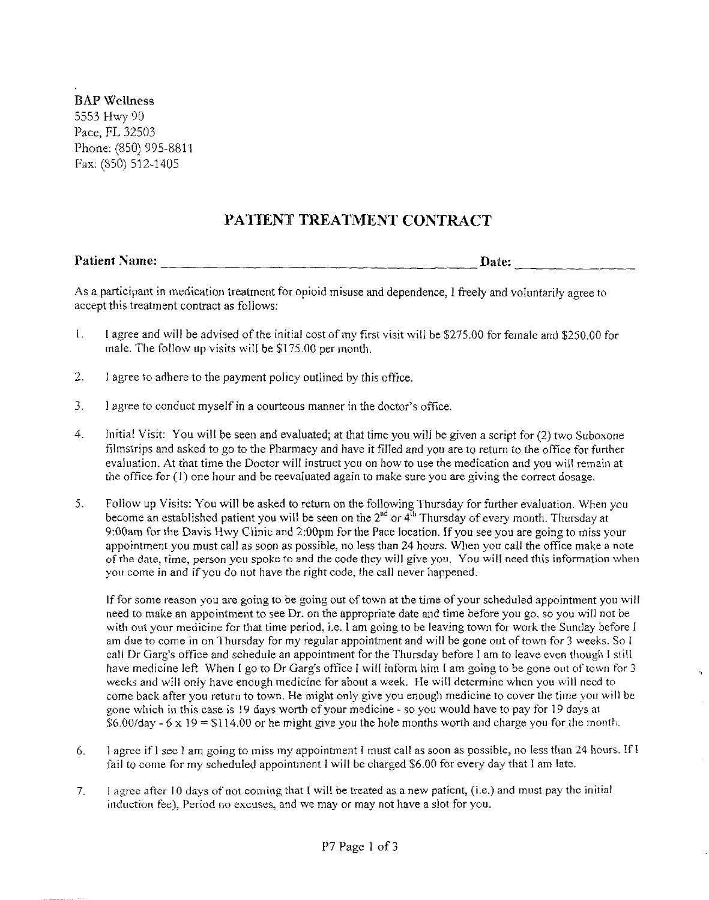BAP Wellness
5553 Hwy 90
Pace, FL 32503
Phone: (850) 995-8811
Fax: (850) 512-1405

# PATIENT TREATMENT CONTRACT

**Patient Name:** ________________________________________ **Date:** ______________

As a participant in medication treatment for opioid misuse and dependence, I freely and voluntarily agree to accept this treatment contract as follows:

1. I agree and will be advised of the initial cost of my first visit will be $275.00 for female and $250.00 for male. The follow up visits will be $175.00 per month.

2. I agree to adhere to the payment policy outlined by this office.

3. I agree to conduct myself in a courteous manner in the doctor's office.

4. Initial Visit: You will be seen and evaluated; at that time you will be given a script for (2) two Suboxone filmstrips and asked to go to the Pharmacy and have it filled and you are to return to the office for further evaluation. At that time the Doctor will instruct you on how to use the medication and you will remain at the office for (1) one hour and be reevaluated again to make sure you are giving the correct dosage.

5. Follow up Visits: You will be asked to return on the following Thursday for further evaluation. When you become an established patient you will be seen on the 2nd or 4th Thursday of every month. Thursday at 9:00am for the Davis Hwy Clinic and 2:00pm for the Pace location. If you see you are going to miss your appointment you must call as soon as possible, no less than 24 hours. When you call the office make a note of the date, time, person you spoke to and the code they will give you. You will need this information when you come in and if you do not have the right code, the call never happened.

   If for some reason you are going to be going out of town at the time of your scheduled appointment you will need to make an appointment to see Dr. on the appropriate date and time before you go, so you will not be with out your medicine for that time period, i.e. I am going to be leaving town for work the Sunday before I am due to come in on Thursday for my regular appointment and will be gone out of town for 3 weeks. So I call Dr Garg's office and schedule an appointment for the Thursday before I am to leave even though I still have medicine left When I go to Dr Garg's office I will inform him I am going to be gone out of town for 3 weeks and will only have enough medicine for about a week. He will determine when you will need to come back after you return to town. He might only give you enough medicine to cover the time you will be gone which in this case is 19 days worth of your medicine - so you would have to pay for 19 days at $6.00/day - 6 x 19 = $114.00 or he might give you the hole months worth and charge you for the month.

6. I agree if I see I am going to miss my appointment I must call as soon as possible, no less than 24 hours. If I fail to come for my scheduled appointment I will be charged $6.00 for every day that I am late.

7. I agree after 10 days of not coming that I will be treated as a new patient, (i.e.) and must pay the initial induction fee), Period no excuses, and we may or may not have a slot for you.

P7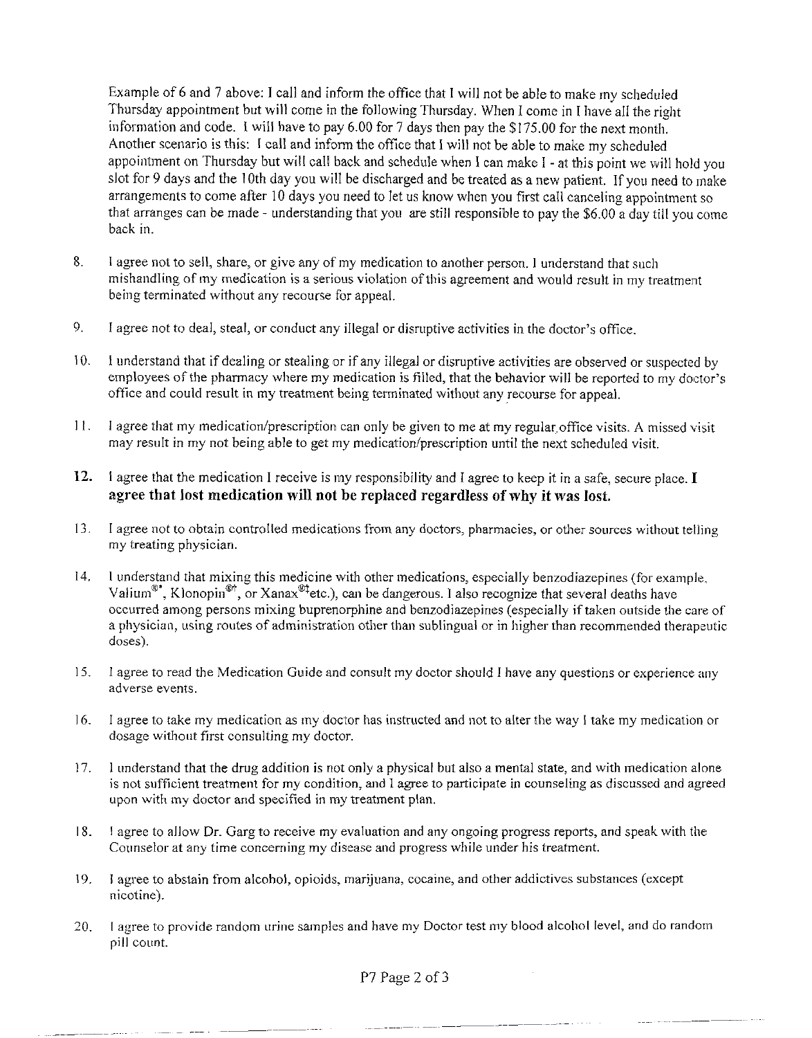Example of 6 and 7 above: I call and inform the office that I will not be able to make my scheduled Thursday appointment but will come in the following Thursday. When I come in I have all the right information and code. I will have to pay 6.00 for 7 days then pay the $175.00 for the next month. Another scenario is this: I call and inform the office that I will not be able to make my scheduled appointment on Thursday but will call back and schedule when I can make I - at this point we will hold you slot for 9 days and the 10th day you will be discharged and be treated as a new patient. If you need to make arrangements to come after 10 days you need to let us know when you first call canceling appointment so that arranges can be made - understanding that you are still responsible to pay the $6.00 a day till you come back in.

8. I agree not to sell, share, or give any of my medication to another person. I understand that such mishandling of my medication is a serious violation of this agreement and would result in my treatment being terminated without any recourse for appeal.

9. I agree not to deal, steal, or conduct any illegal or disruptive activities in the doctor's office.

10. I understand that if dealing or stealing or if any illegal or disruptive activities are observed or suspected by employees of the pharmacy where my medication is filled, that the behavior will be reported to my doctor's office and could result in my treatment being terminated without any recourse for appeal.

11. I agree that my medication/prescription can only be given to me at my regular office visits. A missed visit may result in my not being able to get my medication/prescription until the next scheduled visit.

12. I agree that the medication I receive is my responsibility and I agree to keep it in a safe, secure place. **I agree that lost medication will not be replaced regardless of why it was lost.**

13. I agree not to obtain controlled medications from any doctors, pharmacies, or other sources without telling my treating physician.

14. I understand that mixing this medicine with other medications, especially benzodiazepines (for example, Valium®*, Klonopin®†, or Xanax®†etc.), can be dangerous. I also recognize that several deaths have occurred among persons mixing buprenorphine and benzodiazepines (especially if taken outside the care of a physician, using routes of administration other than sublingual or in higher than recommended therapeutic doses).

15. I agree to read the Medication Guide and consult my doctor should I have any questions or experience any adverse events.

16. I agree to take my medication as my doctor has instructed and not to alter the way I take my medication or dosage without first consulting my doctor.

17. I understand that the drug addition is not only a physical but also a mental state, and with medication alone is not sufficient treatment for my condition, and I agree to participate in counseling as discussed and agreed upon with my doctor and specified in my treatment plan.

18. I agree to allow Dr. Garg to receive my evaluation and any ongoing progress reports, and speak with the Counselor at any time concerning my disease and progress while under his treatment.

19. I agree to abstain from alcohol, opioids, marijuana, cocaine, and other addictives substances (except nicotine).

20. I agree to provide random urine samples and have my Doctor test my blood alcohol level, and do random pill count.

P7 Page 2 of 3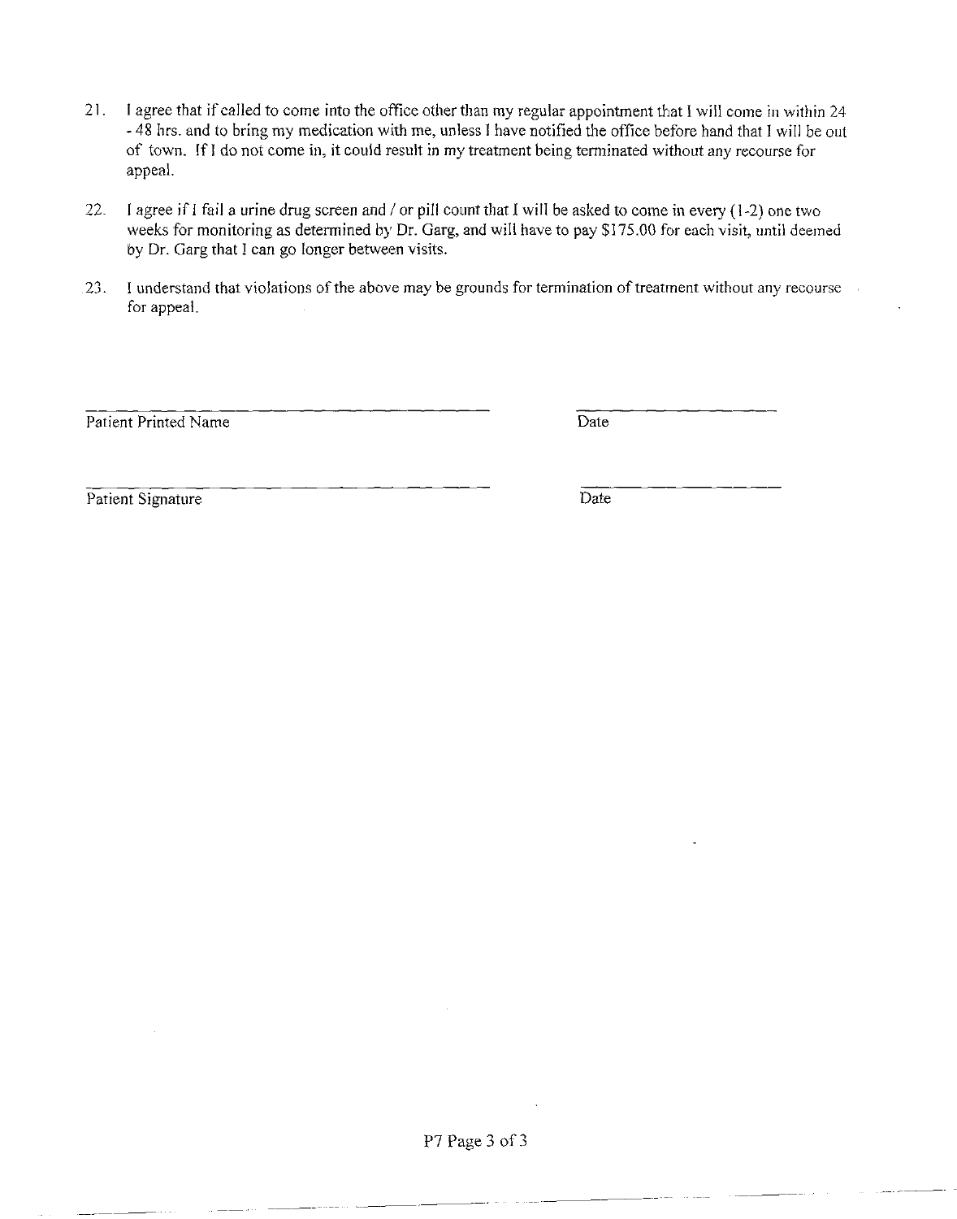21. I agree that if called to come into the office other than my regular appointment that I will come in within 24 - 48 hrs. and to bring my medication with me, unless I have notified the office before hand that I will be out of town. If I do not come in, it could result in my treatment being terminated without any recourse for appeal.

22. I agree if I fail a urine drug screen and / or pill count that I will be asked to come in every (1-2) one two weeks for monitoring as determined by Dr. Garg, and will have to pay $175.00 for each visit, until deemed by Dr. Garg that I can go longer between visits.

23. I understand that violations of the above may be grounds for termination of treatment without any recourse for appeal.

______________________________ ______________
Patient Printed Name Date

______________________________ ______________
Patient Signature Date

P7 Page 3 of 3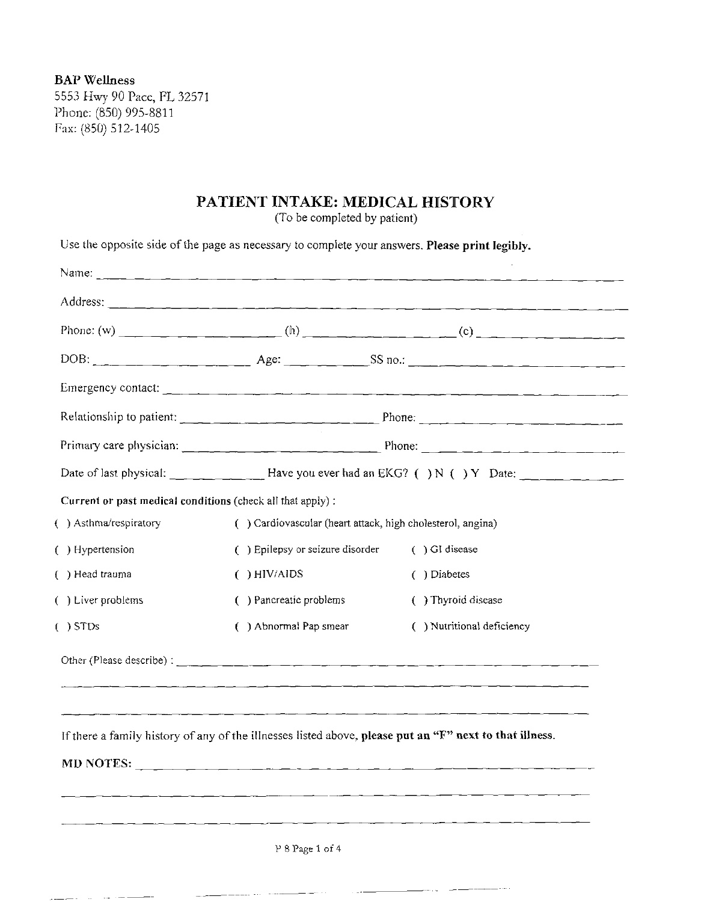**BAP Wellness**
5553 Hwy 90 Pace, FL 32571
Phone: (850) 995-8811
Fax: (850) 512-1405

# PATIENT INTAKE: MEDICAL HISTORY

(To be completed by patient)

Use the opposite side of the page as necessary to complete your answers. **Please print legibly.**

Name: ______________________________________________

Address: ______________________________________________

Phone: (w) ____________________ (h) ____________________ (c) ____________________

DOB: ____________________ Age: __________ SS no.: ____________________

Emergency contact: ______________________________________________

Relationship to patient: ____________________ Phone: ____________________

Primary care physician: ____________________ Phone: ____________________

Date of last physical: ____________ Have you ever had an EKG? ( ) N ( ) Y Date: ____________

**Current or past medical conditions** (check all that apply) :

( ) Asthma/respiratory ( ) Cardiovascular (heart attack, high cholesterol, angina)

( ) Hypertension ( ) Epilepsy or seizure disorder ( ) GI disease

( ) Head trauma ( ) HIV/AIDS ( ) Diabetes

( ) Liver problems ( ) Pancreatic problems ( ) Thyroid disease

( ) STDs ( ) Abnormal Pap smear ( ) Nutritional deficiency

Other (Please describe) : ______________________________________________

______________________________________________

______________________________________________

If there a family history of any of the illnesses listed above, **please put an "F" next to that illness.**

**MD NOTES:** ______________________________________________

______________________________________________

______________________________________________

P 8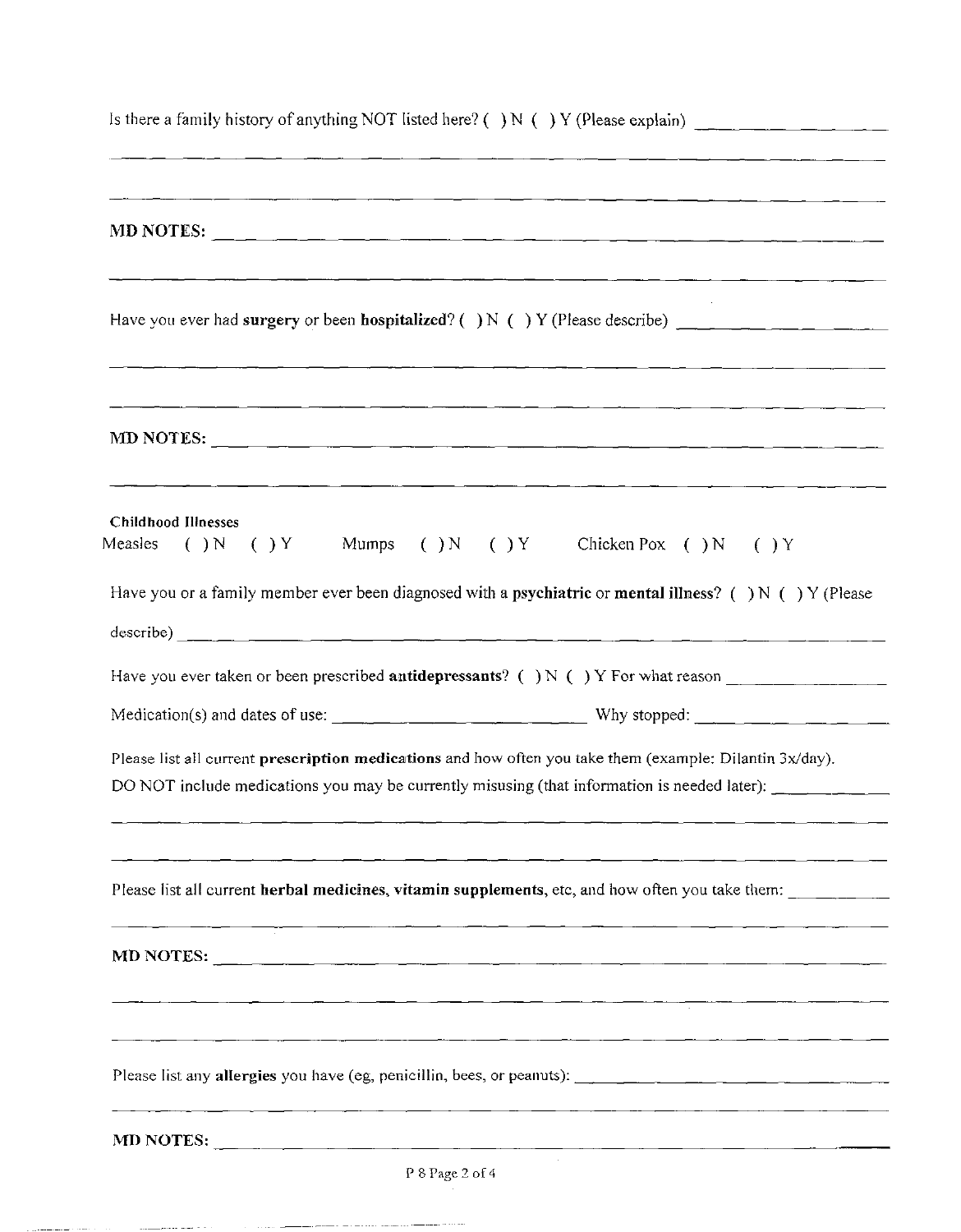Is there a family history of anything NOT listed here? ( ) N ( ) Y (Please explain) ____________________

______________________________________________________________________________

______________________________________________________________________________

**MD NOTES:** ________________________________________________________________

______________________________________________________________________________

Have you ever had **surgery** or been **hospitalized**? ( ) N ( ) Y (Please describe) ____________________

______________________________________________________________________________

______________________________________________________________________________

**MD NOTES:** ________________________________________________________________

______________________________________________________________________________

**Childhood Illnesses**

Measles ( ) N ( ) Y     Mumps ( ) N ( ) Y     Chicken Pox ( ) N ( ) Y

Have you or a family member ever been diagnosed with a **psychiatric** or **mental illness**? ( ) N ( ) Y (Please describe) ____________________________________________________________

Have you ever taken or been prescribed **antidepressants**? ( ) N ( ) Y For what reason ________________

Medication(s) and dates of use: ____________________________ Why stopped: ____________________

Please list all current **prescription medications** and how often you take them (example: Dilantin 3x/day). DO NOT include medications you may be currently misusing (that information is needed later): ____________

______________________________________________________________________________

______________________________________________________________________________

Please list all current **herbal medicines**, **vitamin supplements**, etc, and how often you take them: __________

______________________________________________________________________________

**MD NOTES:** ________________________________________________________________

______________________________________________________________________________

______________________________________________________________________________

Please list any **allergies** you have (eg, penicillin, bees, or peanuts): ________________________________

______________________________________________________________________________

**MD NOTES:** ________________________________________________________________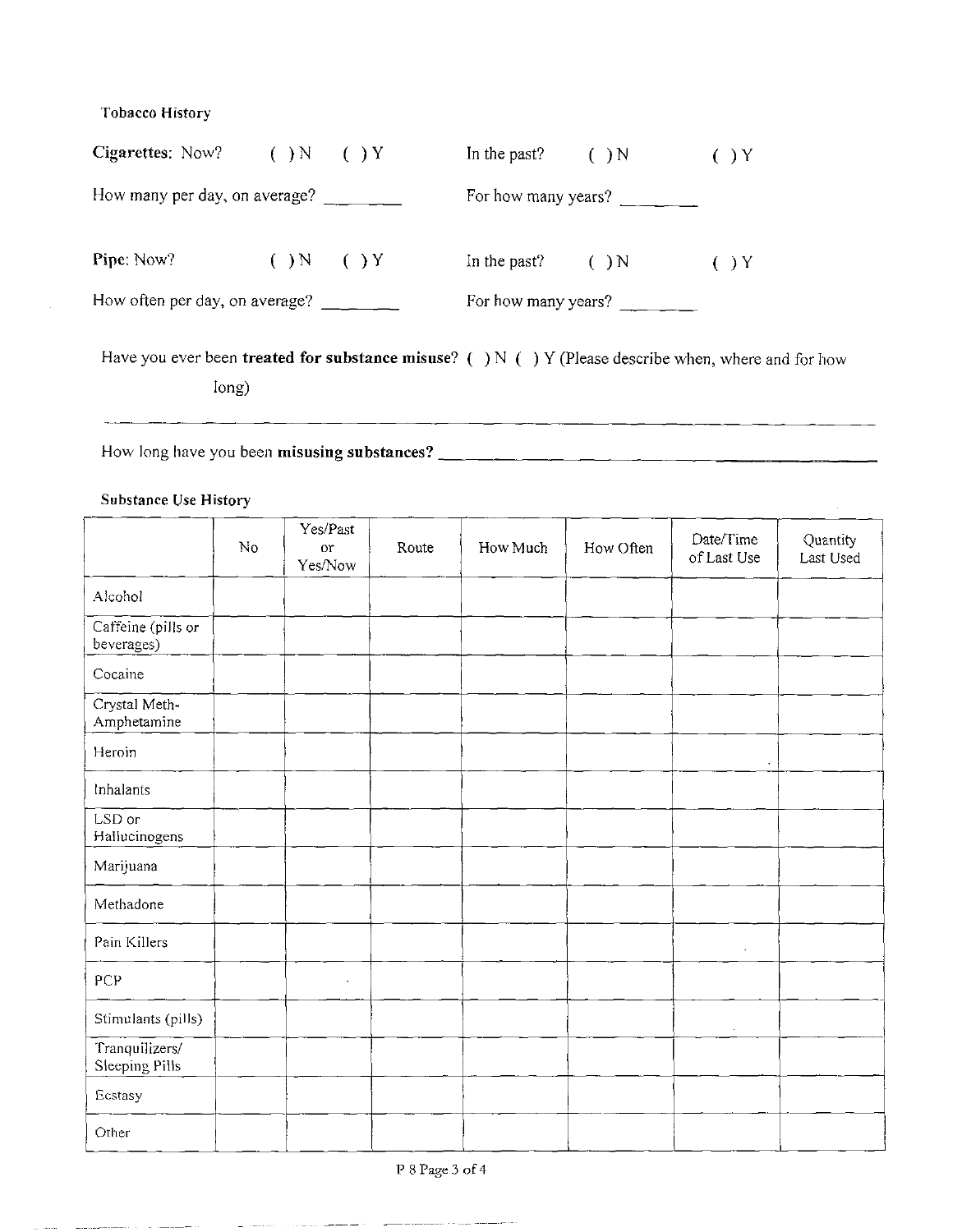### Tobacco History

**Cigarettes**: Now? ( ) N ( ) Y In the past? ( ) N ( ) Y

How many per day, on average? ________ For how many years? ________

**Pipe**: Now? ( ) N ( ) Y In the past? ( ) N ( ) Y

How often per day, on average? ________ For how many years? ________

Have you ever been **treated for substance misuse**? ( ) N ( ) Y (Please describe when, where and for how long)

_______________________________________________________________

How long have you been **misusing substances?** ______________________________

### Substance Use History

| | No | Yes/Past or Yes/Now | Route | How Much | How Often | Date/Time of Last Use | Quantity Last Used |
|---|---|---|---|---|---|---|---|
| Alcohol | | | | | | | |
| Caffeine (pills or beverages) | | | | | | | |
| Cocaine | | | | | | | |
| Crystal Meth-Amphetamine | | | | | | | |
| Heroin | | | | | | | |
| Inhalants | | | | | | | |
| LSD or Hallucinogens | | | | | | | |
| Marijuana | | | | | | | |
| Methadone | | | | | | | |
| Pain Killers | | | | | | | |
| PCP | | | | | | | |
| Stimulants (pills) | | | | | | | |
| Tranquilizers/ Sleeping Pills | | | | | | | |
| Ecstasy | | | | | | | |
| Other | | | | | | | |

P 8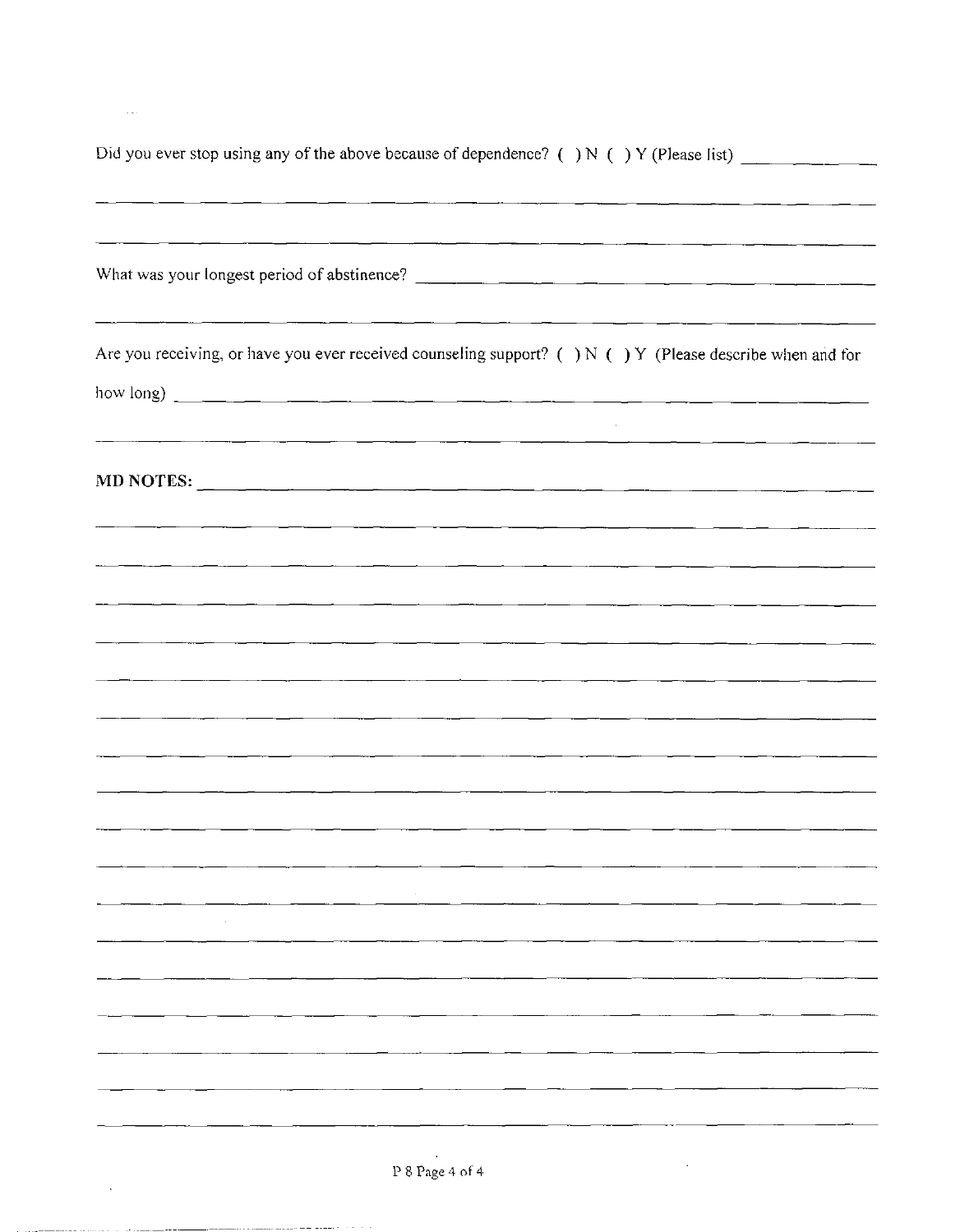Did you ever stop using any of the above because of dependence? ( ) N ( ) Y (Please list) ____________

______________________________________________________________________

______________________________________________________________________

What was your longest period of abstinence? ______________________________________

______________________________________________________________________

Are you receiving, or have you ever received counseling support? ( ) N ( ) Y (Please describe when and for how long) ______________________________________________________________

______________________________________________________________________

**MD NOTES:** ____________________________________________________________

______________________________________________________________________

______________________________________________________________________

______________________________________________________________________

______________________________________________________________________

______________________________________________________________________

______________________________________________________________________

______________________________________________________________________

______________________________________________________________________

______________________________________________________________________

______________________________________________________________________

______________________________________________________________________

______________________________________________________________________

______________________________________________________________________

______________________________________________________________________

______________________________________________________________________

______________________________________________________________________

______________________________________________________________________

P 8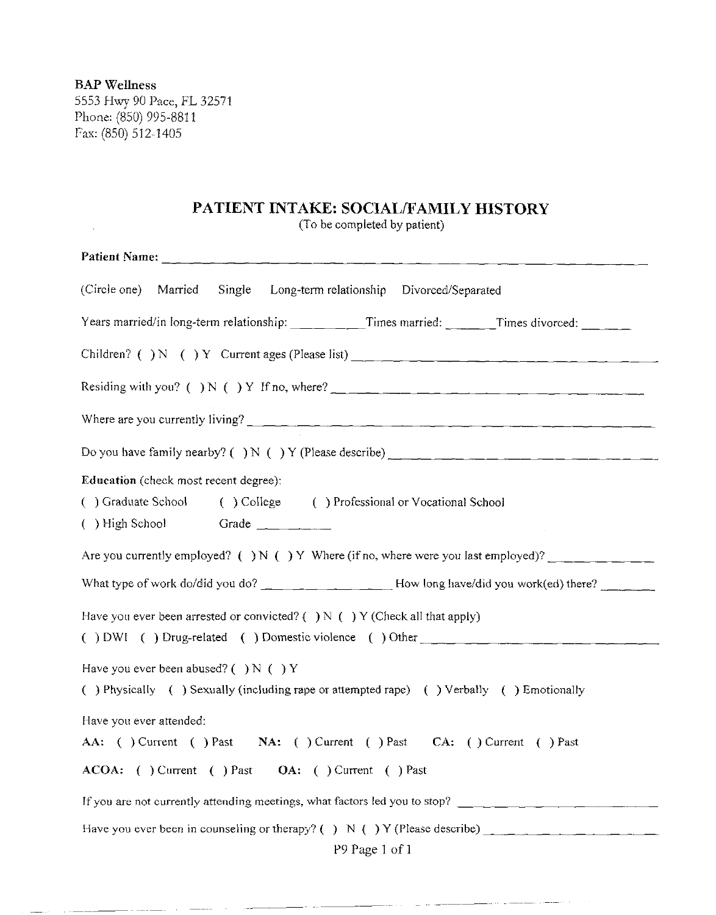**BAP Wellness**
5553 Hwy 90 Pace, FL 32571
Phone: (850) 995-8811
Fax: (850) 512-1405

# PATIENT INTAKE: SOCIAL/FAMILY HISTORY

(To be completed by patient)

**Patient Name:** ____________________________________________

(Circle one) Married Single Long-term relationship Divorced/Separated

Years married/in long-term relationship: __________ Times married: _______ Times divorced: _______

Children? ( ) N ( ) Y Current ages (Please list) ____________________________________________

Residing with you? ( ) N ( ) Y If no, where? ____________________________________________

Where are you currently living? ____________________________________________

Do you have family nearby? ( ) N ( ) Y (Please describe) ____________________________________________

**Education** (check most recent degree):

( ) Graduate School ( ) College ( ) Professional or Vocational School

( ) High School Grade __________

Are you currently employed? ( ) N ( ) Y Where (if no, where were you last employed)? ______________

What type of work do/did you do? __________________ How long have/did you work(ed) there? ________

Have you ever been arrested or convicted? ( ) N ( ) Y (Check all that apply)

( ) DWI ( ) Drug-related ( ) Domestic violence ( ) Other ____________________________

Have you ever been abused? ( ) N ( ) Y

( ) Physically ( ) Sexually (including rape or attempted rape) ( ) Verbally ( ) Emotionally

Have you ever attended:

**AA:** ( ) Current ( ) Past **NA:** ( ) Current ( ) Past **CA:** ( ) Current ( ) Past

**ACOA:** ( ) Current ( ) Past **OA:** ( ) Current ( ) Past

If you are not currently attending meetings, what factors led you to stop? ______________________

Have you ever been in counseling or therapy? ( ) N ( ) Y (Please describe) ______________________

P9 Page 1 of 1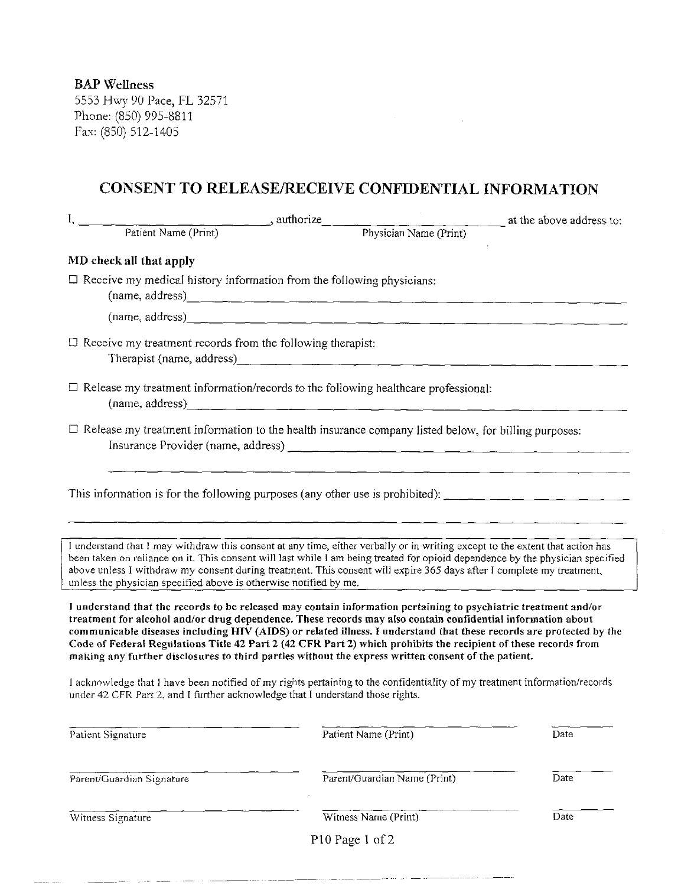**BAP Wellness**
5553 Hwy 90 Pace, FL 32571
Phone: (850) 995-8811
Fax: (850) 512-1405

# CONSENT TO RELEASE/RECEIVE CONFIDENTIAL INFORMATION

I, ______________________________, authorize ______________________________ at the above address to:
Patient Name (Print) — Physician Name (Print)

**MD check all that apply**

☐ Receive my medical history information from the following physicians:
(name, address)______________________________________________
(name, address)______________________________________________

☐ Receive my treatment records from the following therapist:
Therapist (name, address)______________________________________________

☐ Release my treatment information/records to the following healthcare professional:
(name, address)______________________________________________

☐ Release my treatment information to the health insurance company listed below, for billing purposes:
Insurance Provider (name, address) ______________________________________________
______________________________________________

This information is for the following purposes (any other use is prohibited): ______________________________
______________________________________________

I understand that I may withdraw this consent at any time, either verbally or in writing except to the extent that action has been taken on reliance on it. This consent will last while I am being treated for opioid dependence by the physician specified above unless I withdraw my consent during treatment. This consent will expire 365 days after I complete my treatment, unless the physician specified above is otherwise notified by me.

**I understand that the records to be released may contain information pertaining to psychiatric treatment and/or treatment for alcohol and/or drug dependence. These records may also contain confidential information about communicable diseases including HIV (AIDS) or related illness. I understand that these records are protected by the Code of Federal Regulations Title 42 Part 2 (42 CFR Part 2) which prohibits the recipient of these records from making any further disclosures to third parties without the express written consent of the patient.**

I acknowledge that I have been notified of my rights pertaining to the confidentiality of my treatment information/records under 42 CFR Part 2, and I further acknowledge that I understand those rights.

| | | |
|---|---|---|
| Patient Signature | Patient Name (Print) | Date |
| Parent/Guardian Signature | Parent/Guardian Name (Print) | Date |
| Witness Signature | Witness Name (Print) | Date |

P10 Page 1 of 2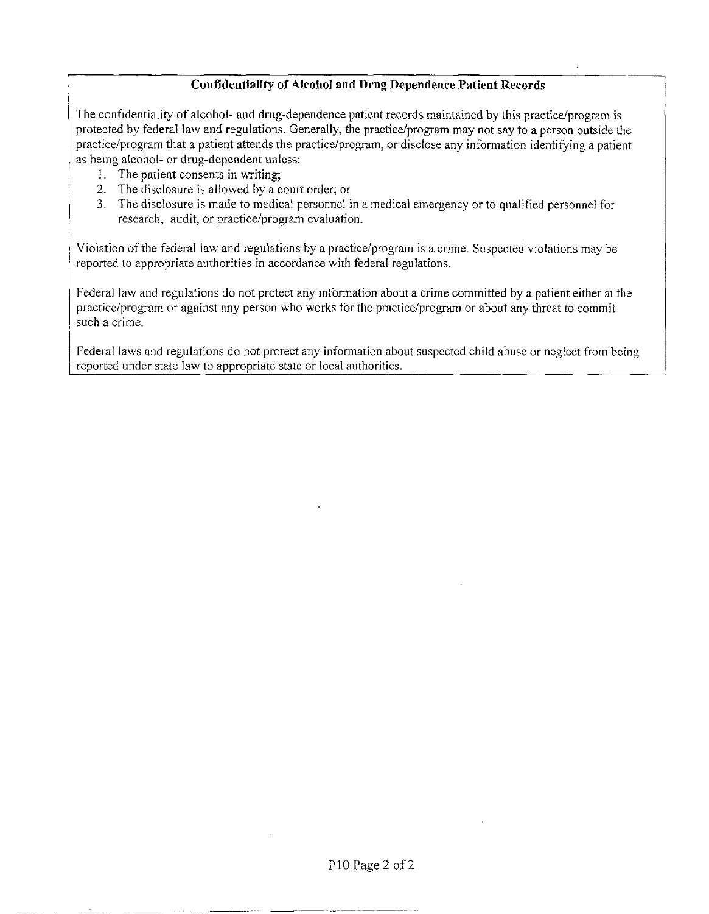## Confidentiality of Alcohol and Drug Dependence Patient Records

The confidentiality of alcohol- and drug-dependence patient records maintained by this practice/program is protected by federal law and regulations. Generally, the practice/program may not say to a person outside the practice/program that a patient attends the practice/program, or disclose any information identifying a patient as being alcohol- or drug-dependent unless:

1. The patient consents in writing;
2. The disclosure is allowed by a court order; or
3. The disclosure is made to medical personnel in a medical emergency or to qualified personnel for research, audit, or practice/program evaluation.

Violation of the federal law and regulations by a practice/program is a crime. Suspected violations may be reported to appropriate authorities in accordance with federal regulations.

Federal law and regulations do not protect any information about a crime committed by a patient either at the practice/program or against any person who works for the practice/program or about any threat to commit such a crime.

Federal laws and regulations do not protect any information about suspected child abuse or neglect from being reported under state law to appropriate state or local authorities.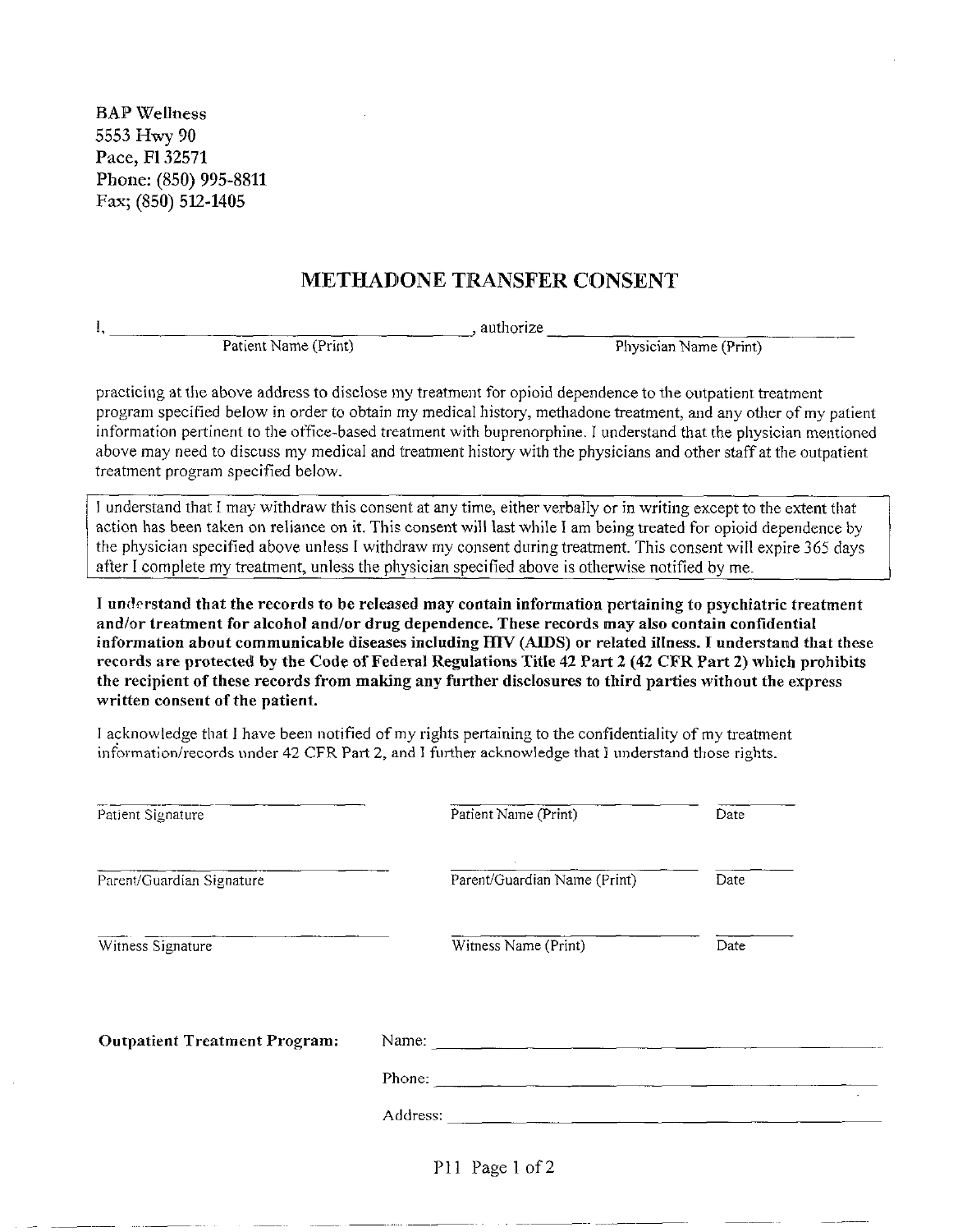BAP Wellness
5553 Hwy 90
Pace, Fl 32571
Phone: (850) 995-8811
Fax; (850) 512-1405

# METHADONE TRANSFER CONSENT

I, ______________________________, authorize ______________________________
Patient Name (Print) Physician Name (Print)

practicing at the above address to disclose my treatment for opioid dependence to the outpatient treatment program specified below in order to obtain my medical history, methadone treatment, and any other of my patient information pertinent to the office-based treatment with buprenorphine. I understand that the physician mentioned above may need to discuss my medical and treatment history with the physicians and other staff at the outpatient treatment program specified below.

I understand that I may withdraw this consent at any time, either verbally or in writing except to the extent that action has been taken on reliance on it. This consent will last while I am being treated for opioid dependence by the physician specified above unless I withdraw my consent during treatment. This consent will expire 365 days after I complete my treatment, unless the physician specified above is otherwise notified by me.

**I understand that the records to be released may contain information pertaining to psychiatric treatment and/or treatment for alcohol and/or drug dependence. These records may also contain confidential information about communicable diseases including HIV (AIDS) or related illness. I understand that these records are protected by the Code of Federal Regulations Title 42 Part 2 (42 CFR Part 2) which prohibits the recipient of these records from making any further disclosures to third parties without the express written consent of the patient.**

I acknowledge that I have been notified of my rights pertaining to the confidentiality of my treatment information/records under 42 CFR Part 2, and I further acknowledge that I understand those rights.

______________________________ ______________________________ __________
Patient Signature Patient Name (Print) Date

______________________________ ______________________________ __________
Parent/Guardian Signature Parent/Guardian Name (Print) Date

______________________________ ______________________________ __________
Witness Signature Witness Name (Print) Date

**Outpatient Treatment Program:** Name: ______________________________

Phone: ______________________________

Address: ______________________________

P11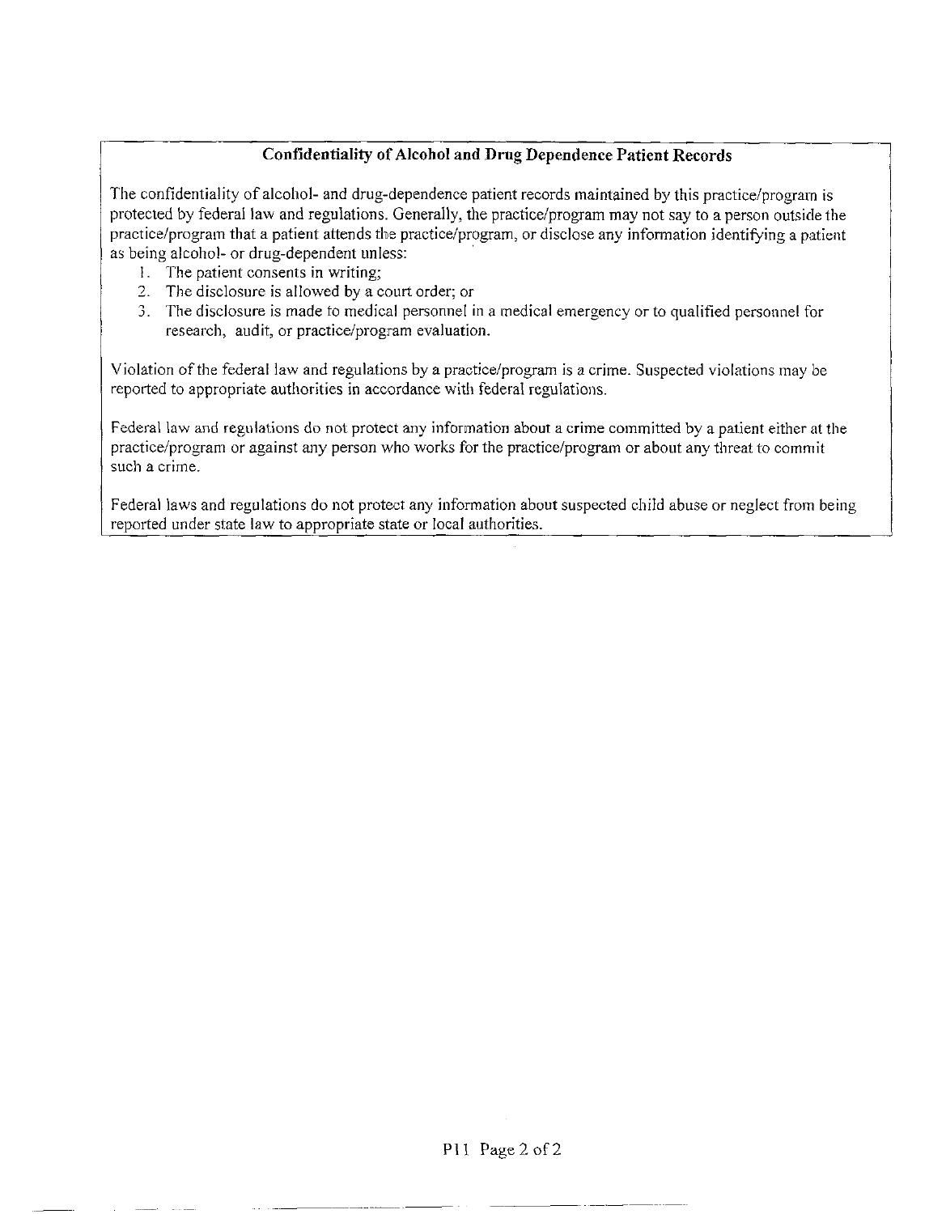## Confidentiality of Alcohol and Drug Dependence Patient Records

The confidentiality of alcohol- and drug-dependence patient records maintained by this practice/program is protected by federal law and regulations. Generally, the practice/program may not say to a person outside the practice/program that a patient attends the practice/program, or disclose any information identifying a patient as being alcohol- or drug-dependent unless:

1. The patient consents in writing;
2. The disclosure is allowed by a court order; or
3. The disclosure is made to medical personnel in a medical emergency or to qualified personnel for research, audit, or practice/program evaluation.

Violation of the federal law and regulations by a practice/program is a crime. Suspected violations may be reported to appropriate authorities in accordance with federal regulations.

Federal law and regulations do not protect any information about a crime committed by a patient either at the practice/program or against any person who works for the practice/program or about any threat to commit such a crime.

Federal laws and regulations do not protect any information about suspected child abuse or neglect from being reported under state law to appropriate state or local authorities.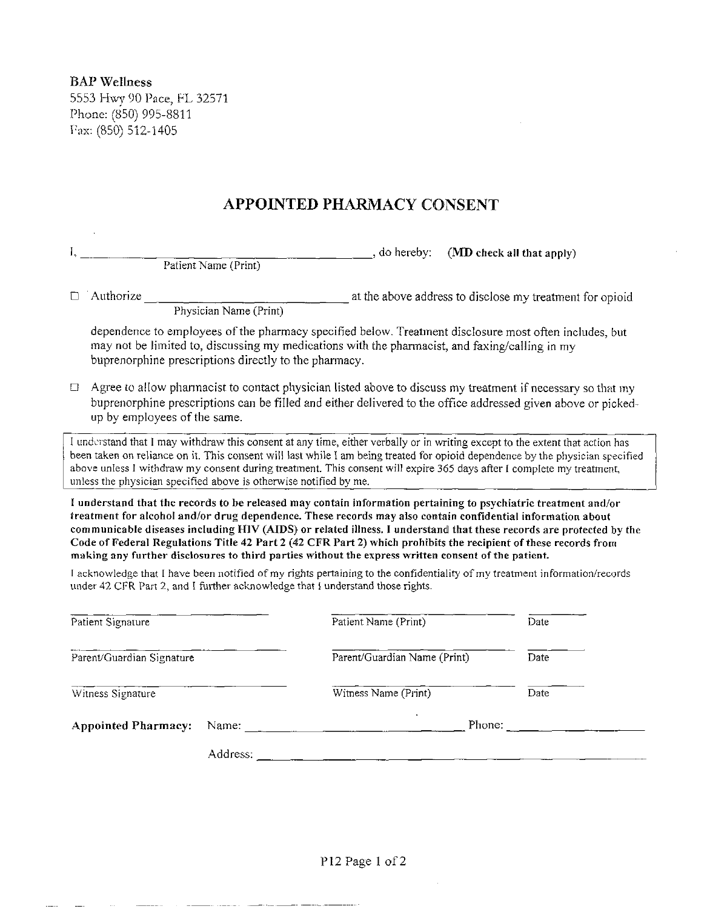**BAP Wellness**
5553 Hwy 90 Pace, FL 32571
Phone: (850) 995-8811
Fax: (850) 512-1405

# APPOINTED PHARMACY CONSENT

I, ______________________________, do hereby: **(MD check all that apply)**
Patient Name (Print)

☐ Authorize ______________________ at the above address to disclose my treatment for opioid
Physician Name (Print)

dependence to employees of the pharmacy specified below. Treatment disclosure most often includes, but may not be limited to, discussing my medications with the pharmacist, and faxing/calling in my buprenorphine prescriptions directly to the pharmacy.

☐ Agree to allow pharmacist to contact physician listed above to discuss my treatment if necessary so that my buprenorphine prescriptions can be filled and either delivered to the office addressed given above or picked-up by employees of the same.

I understand that I may withdraw this consent at any time, either verbally or in writing except to the extent that action has been taken on reliance on it. This consent will last while I am being treated for opioid dependence by the physician specified above unless I withdraw my consent during treatment. This consent will expire 365 days after I complete my treatment, unless the physician specified above is otherwise notified by me.

**I understand that the records to be released may contain information pertaining to psychiatric treatment and/or treatment for alcohol and/or drug dependence. These records may also contain confidential information about communicable diseases including HIV (AIDS) or related illness. I understand that these records are protected by the Code of Federal Regulations Title 42 Part 2 (42 CFR Part 2) which prohibits the recipient of these records from making any further disclosures to third parties without the express written consent of the patient.**

I acknowledge that I have been notified of my rights pertaining to the confidentiality of my treatment information/records under 42 CFR Part 2, and I further acknowledge that I understand those rights.

| | | |
|---|---|---|
| Patient Signature | Patient Name (Print) | Date |
| Parent/Guardian Signature | Parent/Guardian Name (Print) | Date |
| Witness Signature | Witness Name (Print) | Date |

**Appointed Pharmacy:** Name: ______________________ Phone: ______________

Address: ______________________________________________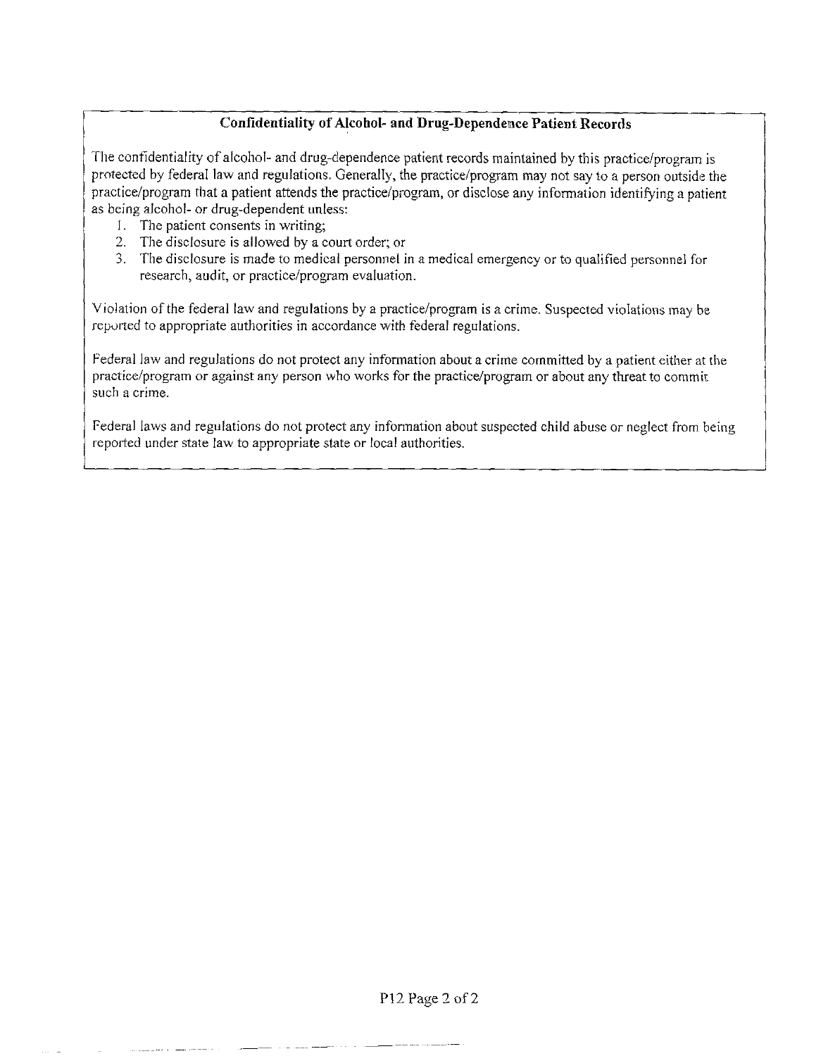## Confidentiality of Alcohol- and Drug-Dependence Patient Records

The confidentiality of alcohol- and drug-dependence patient records maintained by this practice/program is protected by federal law and regulations. Generally, the practice/program may not say to a person outside the practice/program that a patient attends the practice/program, or disclose any information identifying a patient as being alcohol- or drug-dependent unless:

1. The patient consents in writing;
2. The disclosure is allowed by a court order; or
3. The disclosure is made to medical personnel in a medical emergency or to qualified personnel for research, audit, or practice/program evaluation.

Violation of the federal law and regulations by a practice/program is a crime. Suspected violations may be reported to appropriate authorities in accordance with federal regulations.

Federal law and regulations do not protect any information about a crime committed by a patient either at the practice/program or against any person who works for the practice/program or about any threat to commit such a crime.

Federal laws and regulations do not protect any information about suspected child abuse or neglect from being reported under state law to appropriate state or local authorities.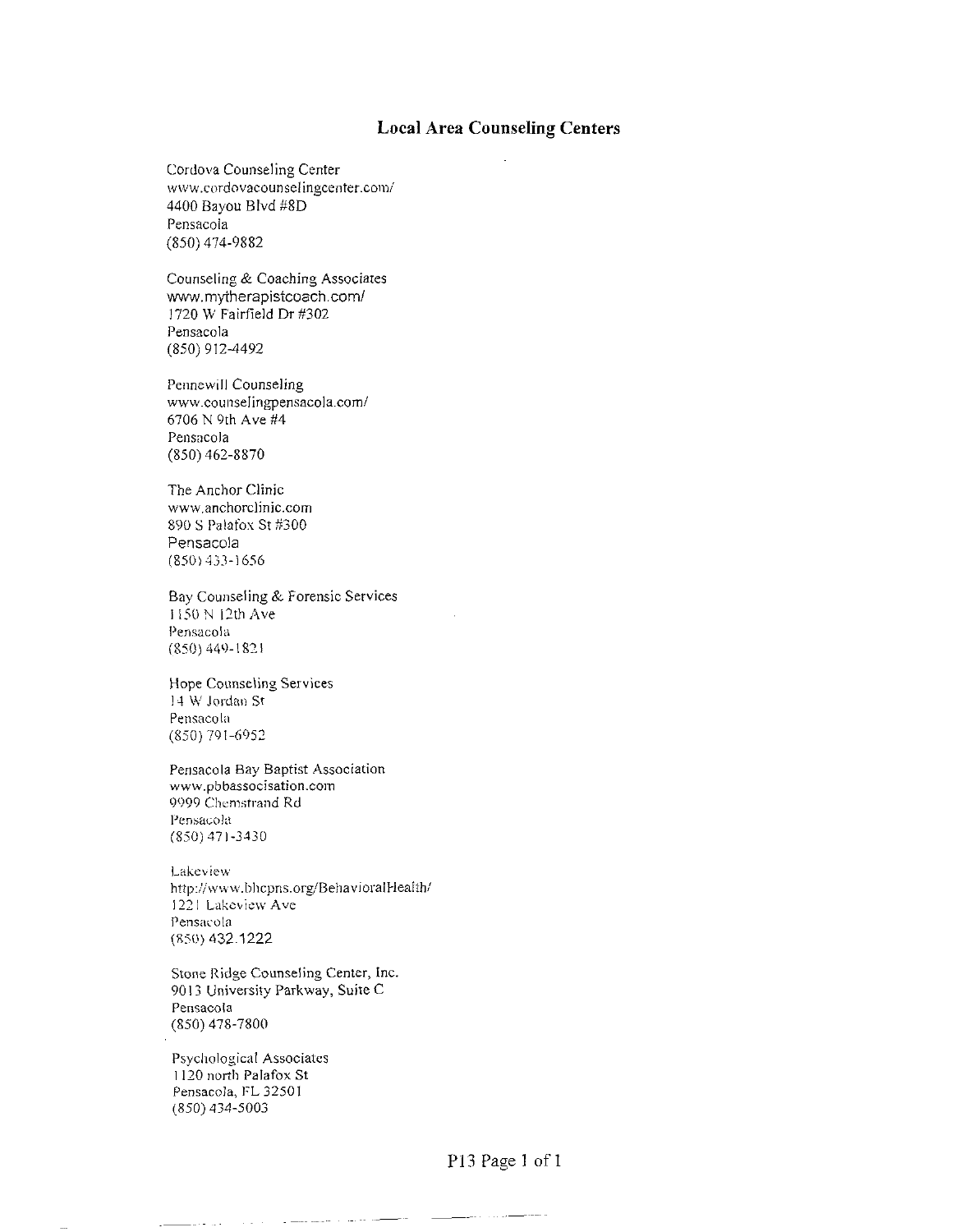## Local Area Counseling Centers

Cordova Counseling Center
www.cordovacounselingcenter.com/
4400 Bayou Blvd #8D
Pensacola
(850) 474-9882

Counseling & Coaching Associates
www.mytherapistcoach.com/
1720 W Fairfield Dr #302
Pensacola
(850) 912-4492

Pennewill Counseling
www.counselingpensacola.com/
6706 N 9th Ave #4
Pensacola
(850) 462-8870

The Anchor Clinic
www.anchorclinic.com
890 S Palafox St #300
Pensacola
(850) 433-1656

Bay Counseling & Forensic Services
1150 N 12th Ave
Pensacola
(850) 449-1821

Hope Counseling Services
14 W Jordan St
Pensacola
(850) 791-6952

Pensacola Bay Baptist Association
www.pbbassocisation.com
9999 Chemstrand Rd
Pensacola
(850) 471-3430

Lakeview
http://www.bhcpns.org/BehavioralHealth/
1221 Lakeview Ave
Pensacola
(850) 432.1222

Stone Ridge Counseling Center, Inc.
9013 University Parkway, Suite C
Pensacola
(850) 478-7800

Psychological Associates
1120 north Palafox St
Pensacola, FL 32501
(850) 434-5003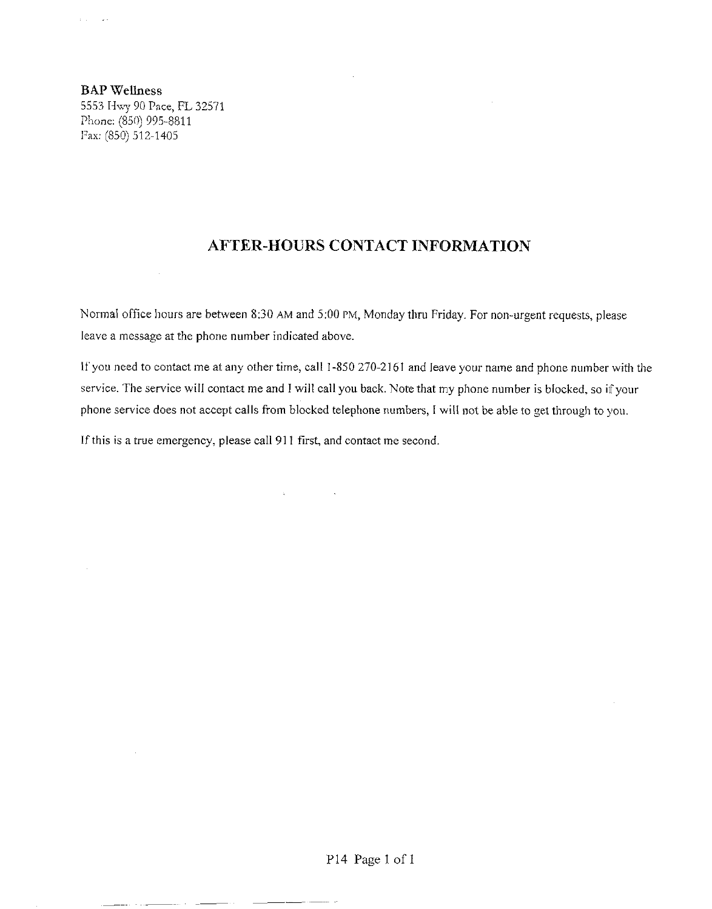**BAP Wellness**
5553 Hwy 90 Pace, FL 32571
Phone: (850) 995-8811
Fax: (850) 512-1405

## AFTER-HOURS CONTACT INFORMATION

Normal office hours are between 8:30 AM and 5:00 PM, Monday thru Friday. For non-urgent requests, please leave a message at the phone number indicated above.

If you need to contact me at any other time, call 1-850 270-2161 and leave your name and phone number with the service. The service will contact me and I will call you back. Note that my phone number is blocked, so if your phone service does not accept calls from blocked telephone numbers, I will not be able to get through to you.

If this is a true emergency, please call 911 first, and contact me second.

P14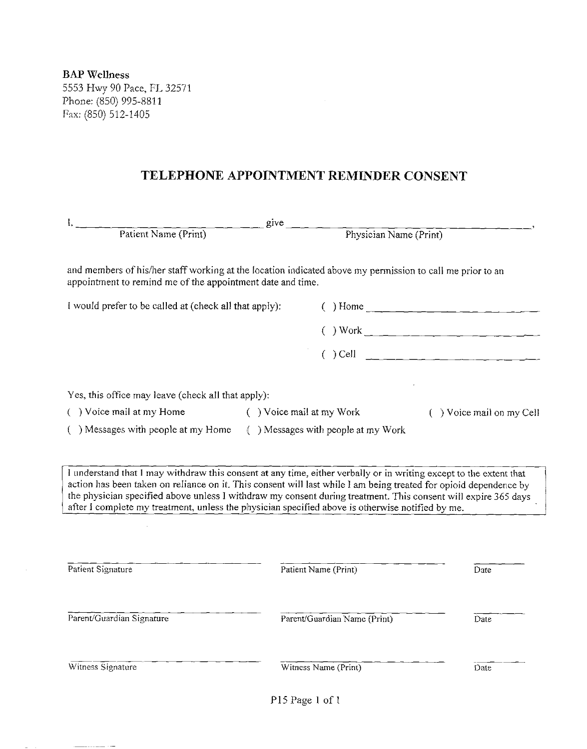**BAP Wellness**
5553 Hwy 90 Pace, FL 32571
Phone: (850) 995-8811
Fax: (850) 512-1405

## TELEPHONE APPOINTMENT REMINDER CONSENT

I, ______________________________ give ______________________________,
Patient Name (Print) Physician Name (Print)

and members of his/her staff working at the location indicated above my permission to call me prior to an appointment to remind me of the appointment date and time.

I would prefer to be called at (check all that apply):

( ) Home ______________________________

( ) Work ______________________________

( ) Cell ______________________________

Yes, this office may leave (check all that apply):

( ) Voice mail at my Home ( ) Voice mail at my Work ( ) Voice mail on my Cell

( ) Messages with people at my Home ( ) Messages with people at my Work

I understand that I may withdraw this consent at any time, either verbally or in writing except to the extent that action has been taken on reliance on it. This consent will last while I am being treated for opioid dependence by the physician specified above unless I withdraw my consent during treatment. This consent will expire 365 days after I complete my treatment, unless the physician specified above is otherwise notified by me.

| | | |
|---|---|---|
| ______________________ | ______________________ | ________ |
| Patient Signature | Patient Name (Print) | Date |
| ______________________ | ______________________ | ________ |
| Parent/Guardian Signature | Parent/Guardian Name (Print) | Date |
| ______________________ | ______________________ | ________ |
| Witness Signature | Witness Name (Print) | Date |

P15